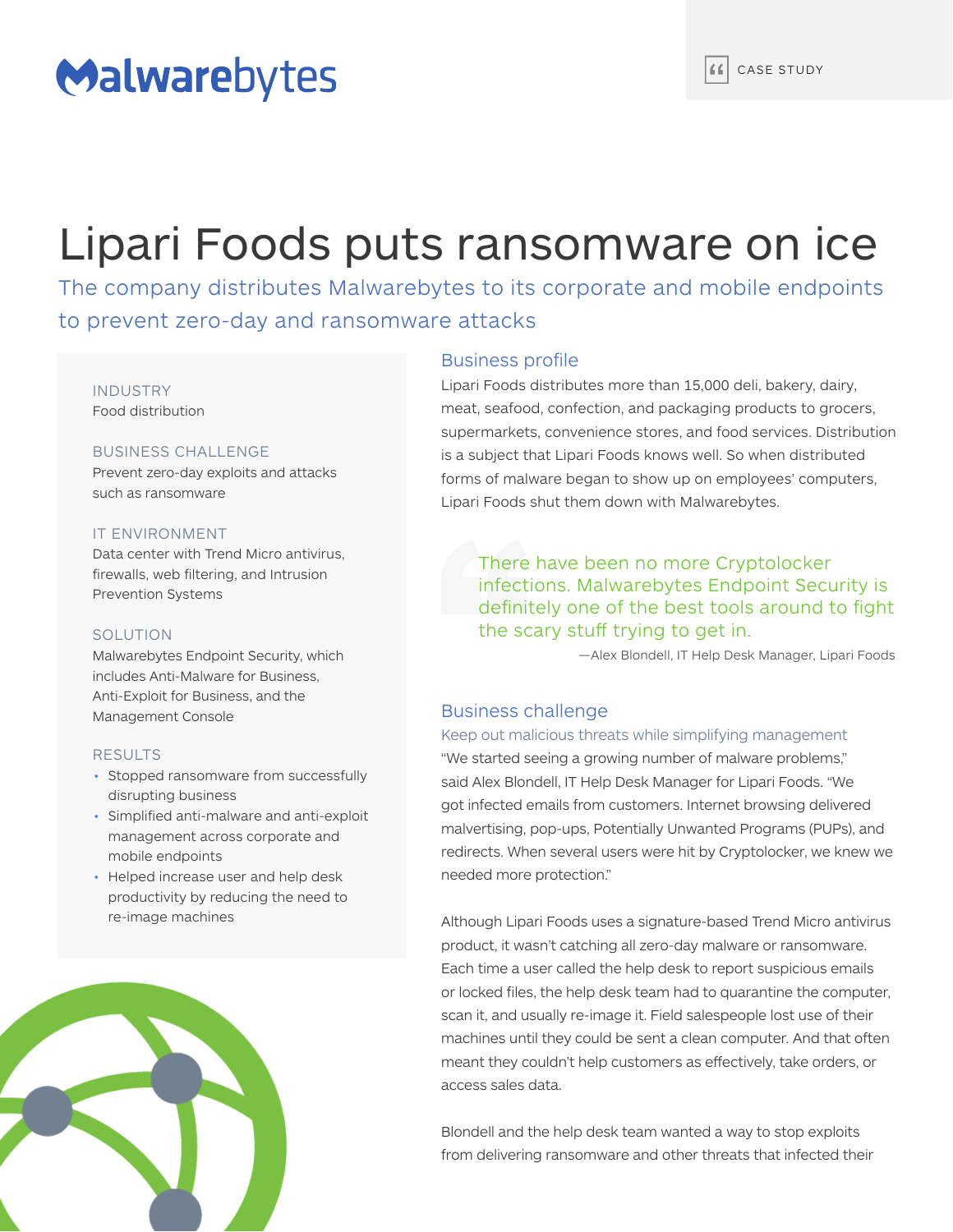Malwarebytes

CASE STUDY

# Lipari Foods puts ransomware on ice

## The company distributes Malwarebytes to its corporate and mobile endpoints to prevent zero-day and ransomware attacks

**INDUSTRY**
Food distribution

**BUSINESS CHALLENGE**
Prevent zero-day exploits and attacks such as ransomware

**IT ENVIRONMENT**
Data center with Trend Micro antivirus, firewalls, web filtering, and Intrusion Prevention Systems

**SOLUTION**
Malwarebytes Endpoint Security, which includes Anti-Malware for Business, Anti-Exploit for Business, and the Management Console

**RESULTS**

- Stopped ransomware from successfully disrupting business
- Simplified anti-malware and anti-exploit management across corporate and mobile endpoints
- Helped increase user and help desk productivity by reducing the need to re-image machines

### Business profile

Lipari Foods distributes more than 15,000 deli, bakery, dairy, meat, seafood, confection, and packaging products to grocers, supermarkets, convenience stores, and food services. Distribution is a subject that Lipari Foods knows well. So when distributed forms of malware began to show up on employees' computers, Lipari Foods shut them down with Malwarebytes.

> There have been no more Cryptolocker infections. Malwarebytes Endpoint Security is definitely one of the best tools around to fight the scary stuff trying to get in.
>
> —Alex Blondell, IT Help Desk Manager, Lipari Foods

### Business challenge

#### Keep out malicious threats while simplifying management

"We started seeing a growing number of malware problems," said Alex Blondell, IT Help Desk Manager for Lipari Foods. "We got infected emails from customers. Internet browsing delivered malvertising, pop-ups, Potentially Unwanted Programs (PUPs), and redirects. When several users were hit by Cryptolocker, we knew we needed more protection."

Although Lipari Foods uses a signature-based Trend Micro antivirus product, it wasn't catching all zero-day malware or ransomware. Each time a user called the help desk to report suspicious emails or locked files, the help desk team had to quarantine the computer, scan it, and usually re-image it. Field salespeople lost use of their machines until they could be sent a clean computer. And that often meant they couldn't help customers as effectively, take orders, or access sales data.

Blondell and the help desk team wanted a way to stop exploits from delivering ransomware and other threats that infected their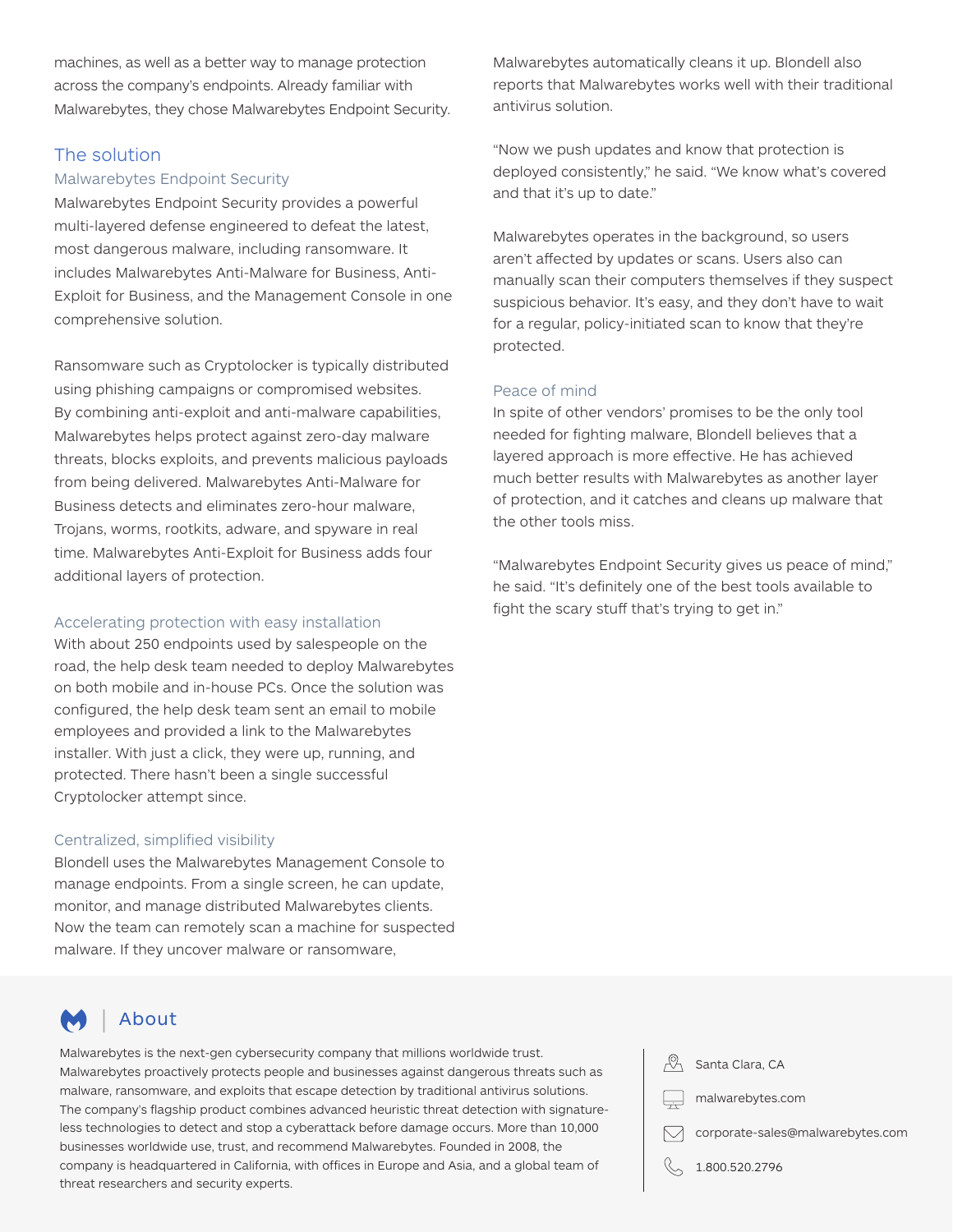machines, as well as a better way to manage protection across the company's endpoints. Already familiar with Malwarebytes, they chose Malwarebytes Endpoint Security.

## The solution

### Malwarebytes Endpoint Security

Malwarebytes Endpoint Security provides a powerful multi-layered defense engineered to defeat the latest, most dangerous malware, including ransomware. It includes Malwarebytes Anti-Malware for Business, Anti-Exploit for Business, and the Management Console in one comprehensive solution.

Ransomware such as Cryptolocker is typically distributed using phishing campaigns or compromised websites. By combining anti-exploit and anti-malware capabilities, Malwarebytes helps protect against zero-day malware threats, blocks exploits, and prevents malicious payloads from being delivered. Malwarebytes Anti-Malware for Business detects and eliminates zero-hour malware, Trojans, worms, rootkits, adware, and spyware in real time. Malwarebytes Anti-Exploit for Business adds four additional layers of protection.

### Accelerating protection with easy installation

With about 250 endpoints used by salespeople on the road, the help desk team needed to deploy Malwarebytes on both mobile and in-house PCs. Once the solution was configured, the help desk team sent an email to mobile employees and provided a link to the Malwarebytes installer. With just a click, they were up, running, and protected. There hasn't been a single successful Cryptolocker attempt since.

### Centralized, simplified visibility

Blondell uses the Malwarebytes Management Console to manage endpoints. From a single screen, he can update, monitor, and manage distributed Malwarebytes clients. Now the team can remotely scan a machine for suspected malware. If they uncover malware or ransomware, Malwarebytes automatically cleans it up. Blondell also reports that Malwarebytes works well with their traditional antivirus solution.

"Now we push updates and know that protection is deployed consistently," he said. "We know what's covered and that it's up to date."

Malwarebytes operates in the background, so users aren't affected by updates or scans. Users also can manually scan their computers themselves if they suspect suspicious behavior. It's easy, and they don't have to wait for a regular, policy-initiated scan to know that they're protected.

### Peace of mind

In spite of other vendors' promises to be the only tool needed for fighting malware, Blondell believes that a layered approach is more effective. He has achieved much better results with Malwarebytes as another layer of protection, and it catches and cleans up malware that the other tools miss.

"Malwarebytes Endpoint Security gives us peace of mind," he said. "It's definitely one of the best tools available to fight the scary stuff that's trying to get in."

## About

Malwarebytes is the next-gen cybersecurity company that millions worldwide trust. Malwarebytes proactively protects people and businesses against dangerous threats such as malware, ransomware, and exploits that escape detection by traditional antivirus solutions. The company's flagship product combines advanced heuristic threat detection with signature-less technologies to detect and stop a cyberattack before damage occurs. More than 10,000 businesses worldwide use, trust, and recommend Malwarebytes. Founded in 2008, the company is headquartered in California, with offices in Europe and Asia, and a global team of threat researchers and security experts.

Santa Clara, CA

malwarebytes.com

corporate-sales@malwarebytes.com

1.800.520.2796